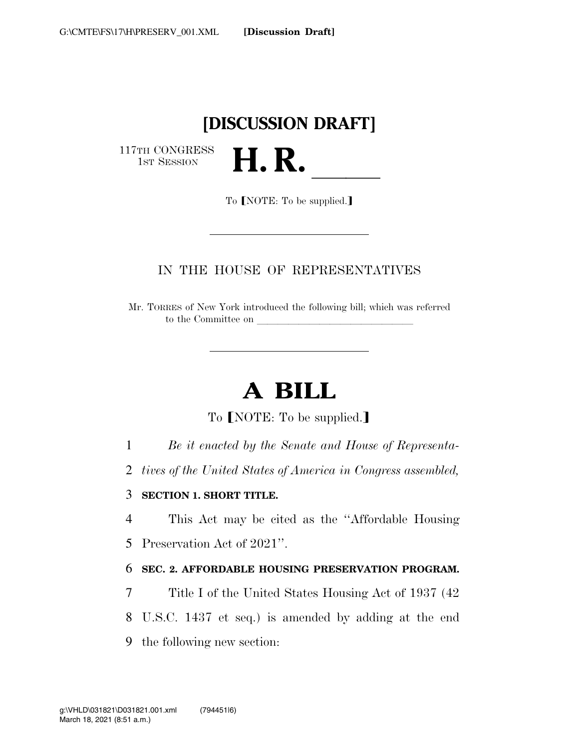**[DISCUSSION DRAFT]**

117TH CONGRESS
1ST SESSION

# H. R. \_\_\_\_\_

To [NOTE: To be supplied.]

IN THE HOUSE OF REPRESENTATIVES

Mr. TORRES of New York introduced the following bill; which was referred to the Committee on \_\_\_\_\_\_\_\_\_\_\_\_\_\_\_\_\_\_\_\_\_\_\_\_\_\_\_\_\_\_

# A BILL

To [NOTE: To be supplied.]

1 *Be it enacted by the Senate and House of Representa-*
2 *tives of the United States of America in Congress assembled,*

3 **SECTION 1. SHORT TITLE.**

4 This Act may be cited as the ''Affordable Housing
5 Preservation Act of 2021''.

6 **SEC. 2. AFFORDABLE HOUSING PRESERVATION PROGRAM.**

7 Title I of the United States Housing Act of 1937 (42
8 U.S.C. 1437 et seq.) is amended by adding at the end
9 the following new section: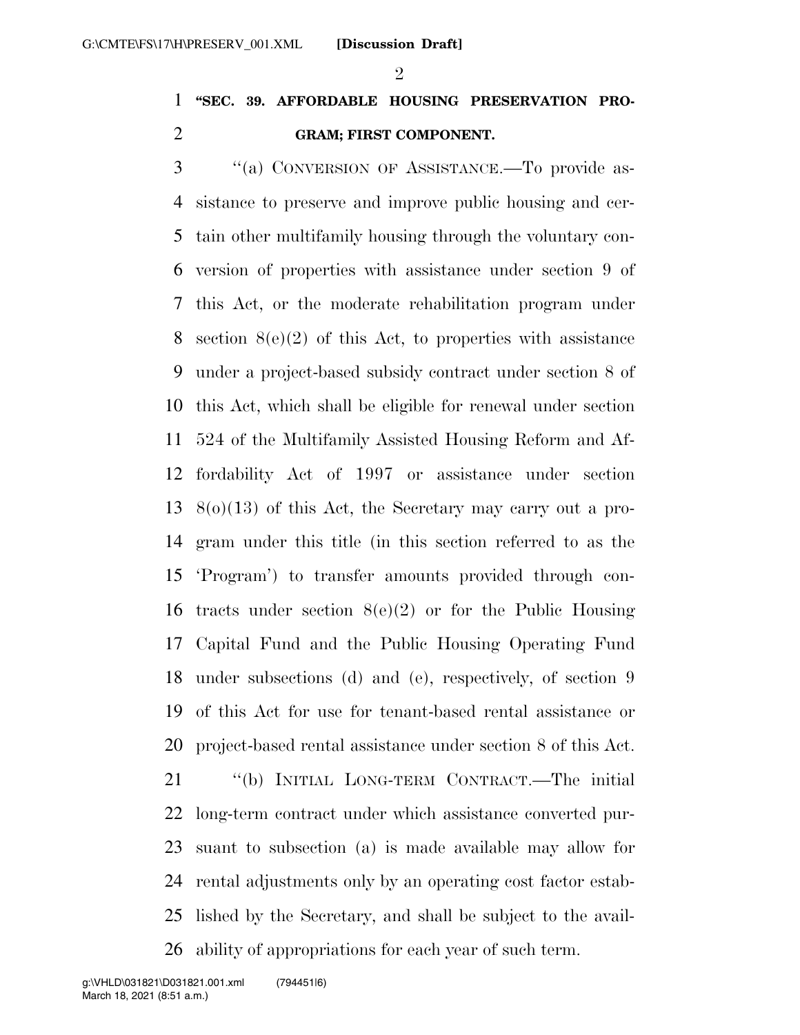**"SEC. 39. AFFORDABLE HOUSING PRESERVATION PROGRAM; FIRST COMPONENT.**

"(a) CONVERSION OF ASSISTANCE.—To provide assistance to preserve and improve public housing and certain other multifamily housing through the voluntary conversion of properties with assistance under section 9 of this Act, or the moderate rehabilitation program under section 8(e)(2) of this Act, to properties with assistance under a project-based subsidy contract under section 8 of this Act, which shall be eligible for renewal under section 524 of the Multifamily Assisted Housing Reform and Affordability Act of 1997 or assistance under section 8(o)(13) of this Act, the Secretary may carry out a program under this title (in this section referred to as the 'Program') to transfer amounts provided through contracts under section 8(e)(2) or for the Public Housing Capital Fund and the Public Housing Operating Fund under subsections (d) and (e), respectively, of section 9 of this Act for use for tenant-based rental assistance or project-based rental assistance under section 8 of this Act.

"(b) INITIAL LONG-TERM CONTRACT.—The initial long-term contract under which assistance converted pursuant to subsection (a) is made available may allow for rental adjustments only by an operating cost factor established by the Secretary, and shall be subject to the availability of appropriations for each year of such term.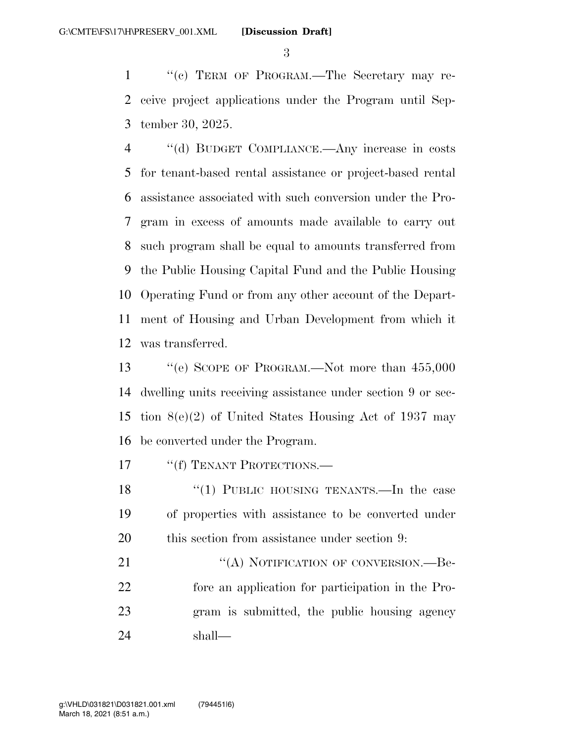''(c) TERM OF PROGRAM.—The Secretary may receive project applications under the Program until September 30, 2025.

''(d) BUDGET COMPLIANCE.—Any increase in costs for tenant-based rental assistance or project-based rental assistance associated with such conversion under the Program in excess of amounts made available to carry out such program shall be equal to amounts transferred from the Public Housing Capital Fund and the Public Housing Operating Fund or from any other account of the Department of Housing and Urban Development from which it was transferred.

''(e) SCOPE OF PROGRAM.—Not more than 455,000 dwelling units receiving assistance under section 9 or section 8(e)(2) of United States Housing Act of 1937 may be converted under the Program.

''(f) TENANT PROTECTIONS.—

''(1) PUBLIC HOUSING TENANTS.—In the case of properties with assistance to be converted under this section from assistance under section 9:

''(A) NOTIFICATION OF CONVERSION.—Before an application for participation in the Program is submitted, the public housing agency shall—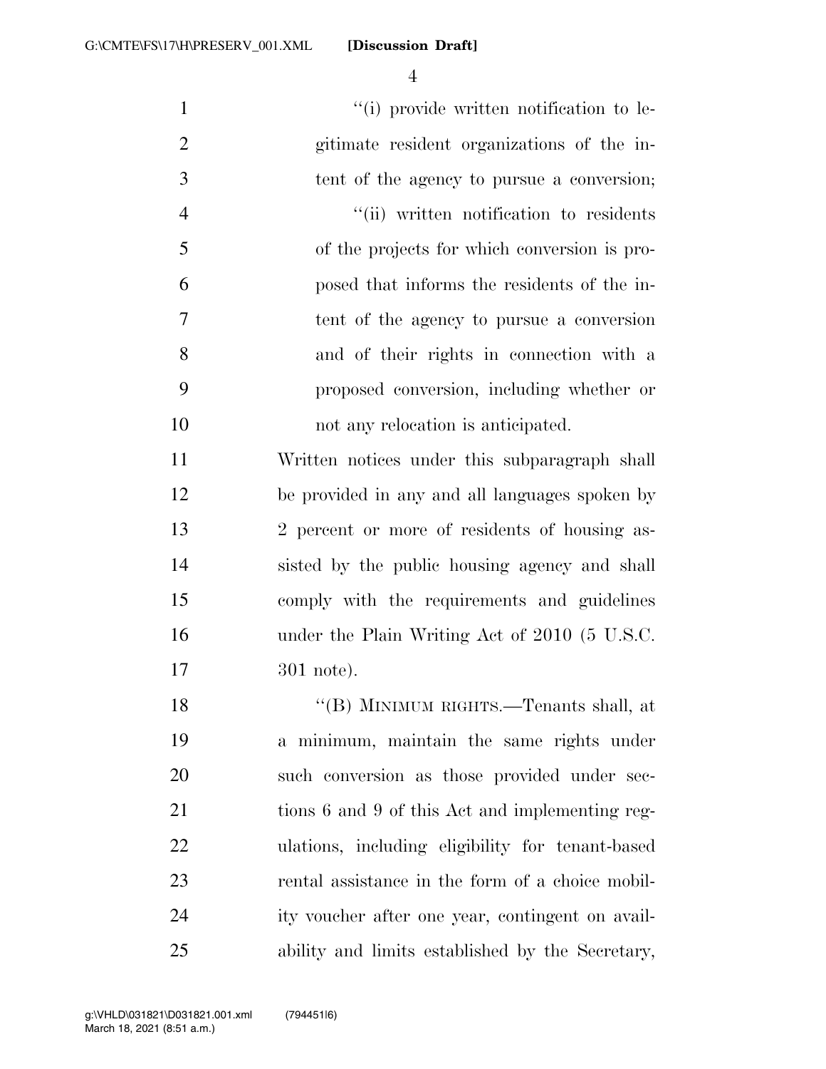''(i) provide written notification to legitimate resident organizations of the intent of the agency to pursue a conversion;

''(ii) written notification to residents of the projects for which conversion is proposed that informs the residents of the intent of the agency to pursue a conversion and of their rights in connection with a proposed conversion, including whether or not any relocation is anticipated.

Written notices under this subparagraph shall be provided in any and all languages spoken by 2 percent or more of residents of housing assisted by the public housing agency and shall comply with the requirements and guidelines under the Plain Writing Act of 2010 (5 U.S.C. 301 note).

''(B) MINIMUM RIGHTS.—Tenants shall, at a minimum, maintain the same rights under such conversion as those provided under sections 6 and 9 of this Act and implementing regulations, including eligibility for tenant-based rental assistance in the form of a choice mobility voucher after one year, contingent on availability and limits established by the Secretary,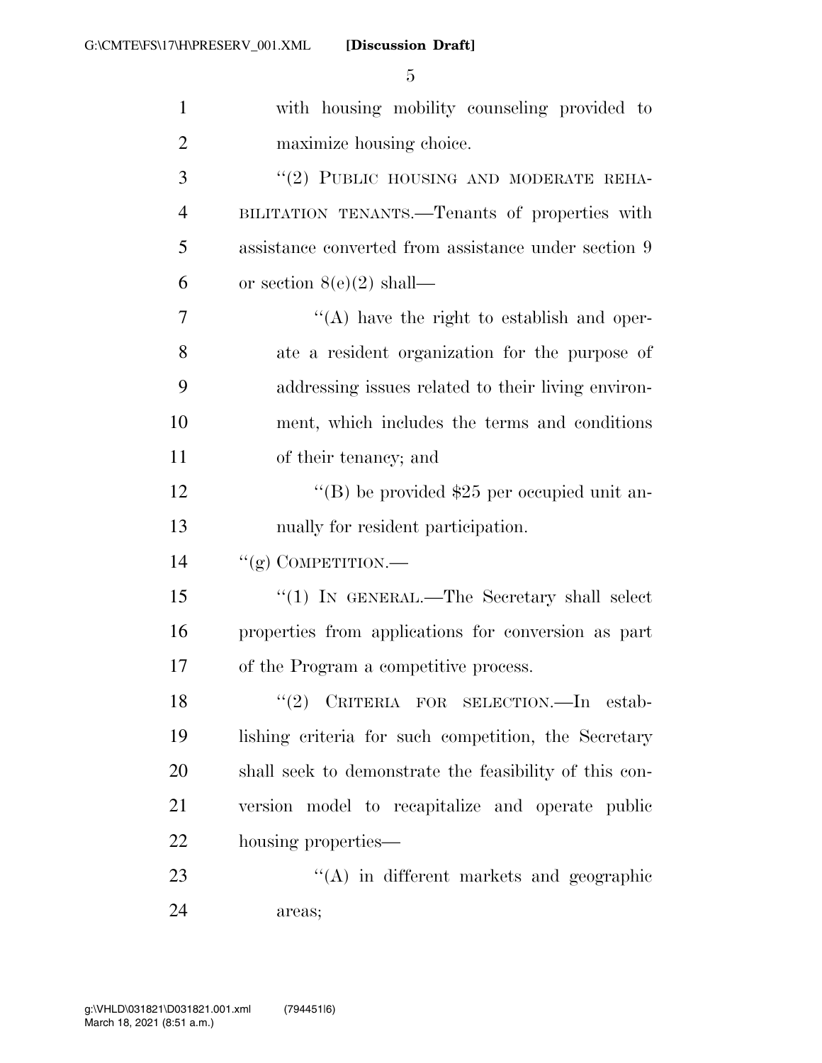with housing mobility counseling provided to maximize housing choice.

"(2) PUBLIC HOUSING AND MODERATE REHABILITATION TENANTS.—Tenants of properties with assistance converted from assistance under section 9 or section 8(e)(2) shall—

"(A) have the right to establish and operate a resident organization for the purpose of addressing issues related to their living environment, which includes the terms and conditions of their tenancy; and

"(B) be provided $25 per occupied unit annually for resident participation.

"(g) COMPETITION.—

"(1) IN GENERAL.—The Secretary shall select properties from applications for conversion as part of the Program a competitive process.

"(2) CRITERIA FOR SELECTION.—In establishing criteria for such competition, the Secretary shall seek to demonstrate the feasibility of this conversion model to recapitalize and operate public housing properties—

"(A) in different markets and geographic areas;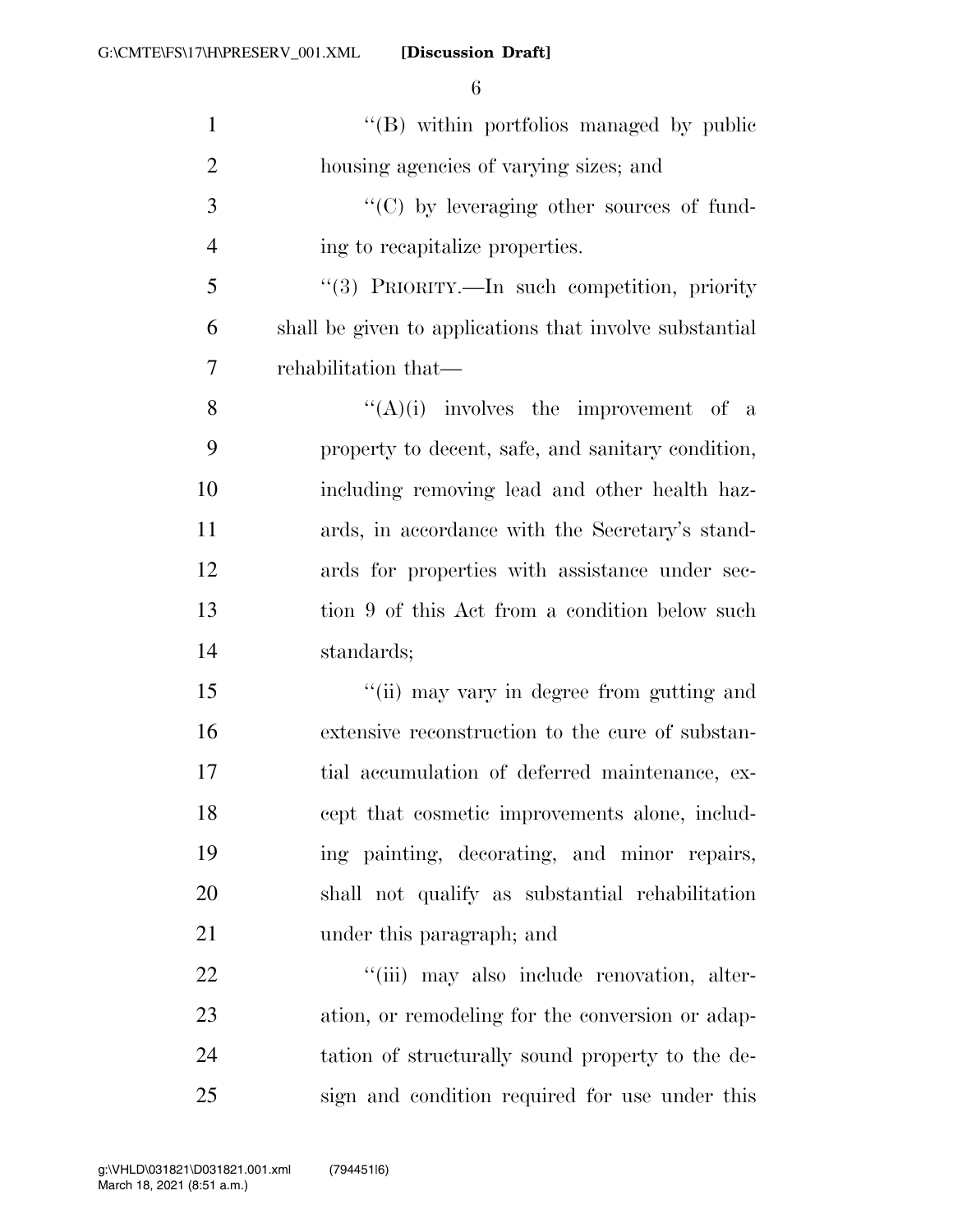"(B) within portfolios managed by public housing agencies of varying sizes; and

"(C) by leveraging other sources of funding to recapitalize properties.

"(3) PRIORITY.—In such competition, priority shall be given to applications that involve substantial rehabilitation that—

"(A)(i) involves the improvement of a property to decent, safe, and sanitary condition, including removing lead and other health hazards, in accordance with the Secretary's standards for properties with assistance under section 9 of this Act from a condition below such standards;

"(ii) may vary in degree from gutting and extensive reconstruction to the cure of substantial accumulation of deferred maintenance, except that cosmetic improvements alone, including painting, decorating, and minor repairs, shall not qualify as substantial rehabilitation under this paragraph; and

"(iii) may also include renovation, alteration, or remodeling for the conversion or adaptation of structurally sound property to the design and condition required for use under this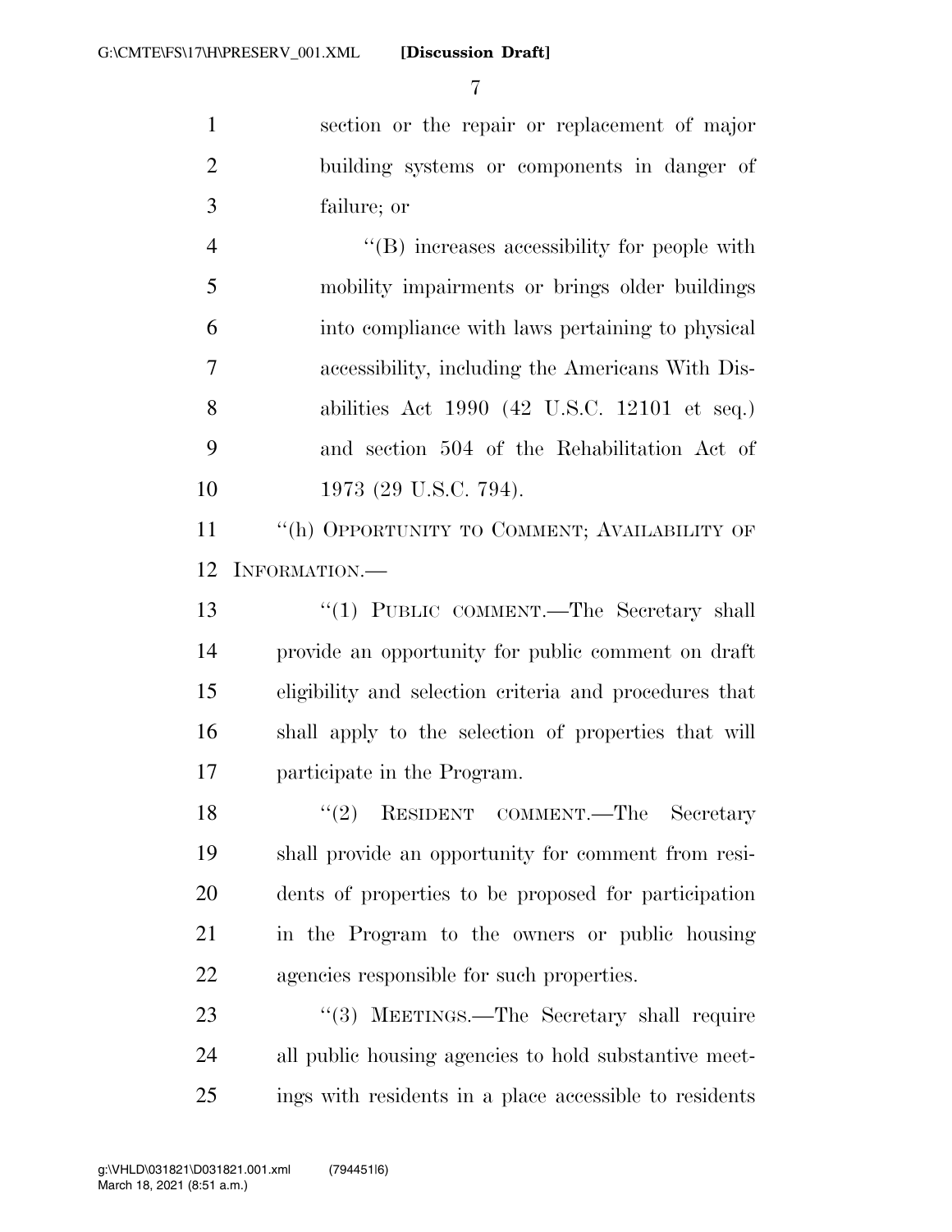section or the repair or replacement of major building systems or components in danger of failure; or

"(B) increases accessibility for people with mobility impairments or brings older buildings into compliance with laws pertaining to physical accessibility, including the Americans With Disabilities Act 1990 (42 U.S.C. 12101 et seq.) and section 504 of the Rehabilitation Act of 1973 (29 U.S.C. 794).

"(h) OPPORTUNITY TO COMMENT; AVAILABILITY OF INFORMATION.—

"(1) PUBLIC COMMENT.—The Secretary shall provide an opportunity for public comment on draft eligibility and selection criteria and procedures that shall apply to the selection of properties that will participate in the Program.

"(2) RESIDENT COMMENT.—The Secretary shall provide an opportunity for comment from residents of properties to be proposed for participation in the Program to the owners or public housing agencies responsible for such properties.

"(3) MEETINGS.—The Secretary shall require all public housing agencies to hold substantive meetings with residents in a place accessible to residents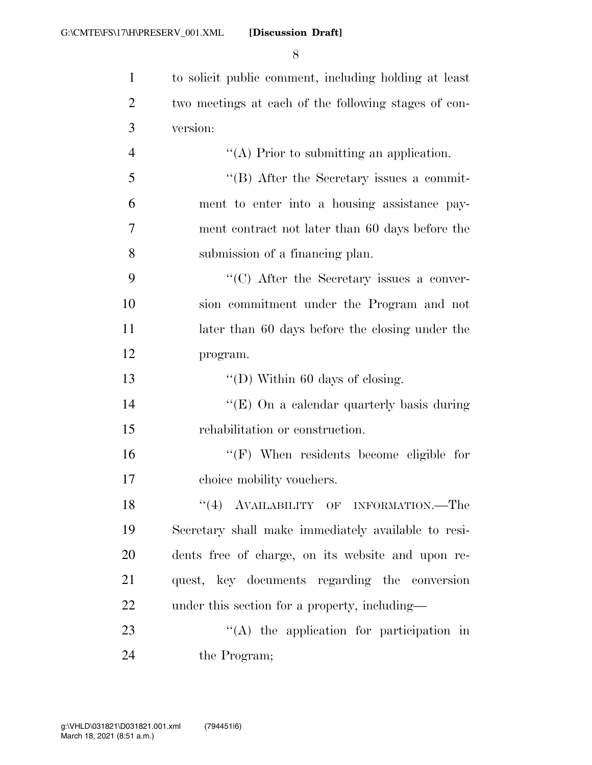to solicit public comment, including holding at least two meetings at each of the following stages of conversion:

"(A) Prior to submitting an application.

"(B) After the Secretary issues a commitment to enter into a housing assistance payment contract not later than 60 days before the submission of a financing plan.

"(C) After the Secretary issues a conversion commitment under the Program and not later than 60 days before the closing under the program.

"(D) Within 60 days of closing.

"(E) On a calendar quarterly basis during rehabilitation or construction.

"(F) When residents become eligible for choice mobility vouchers.

"(4) AVAILABILITY OF INFORMATION.—The Secretary shall make immediately available to residents free of charge, on its website and upon request, key documents regarding the conversion under this section for a property, including—

"(A) the application for participation in the Program;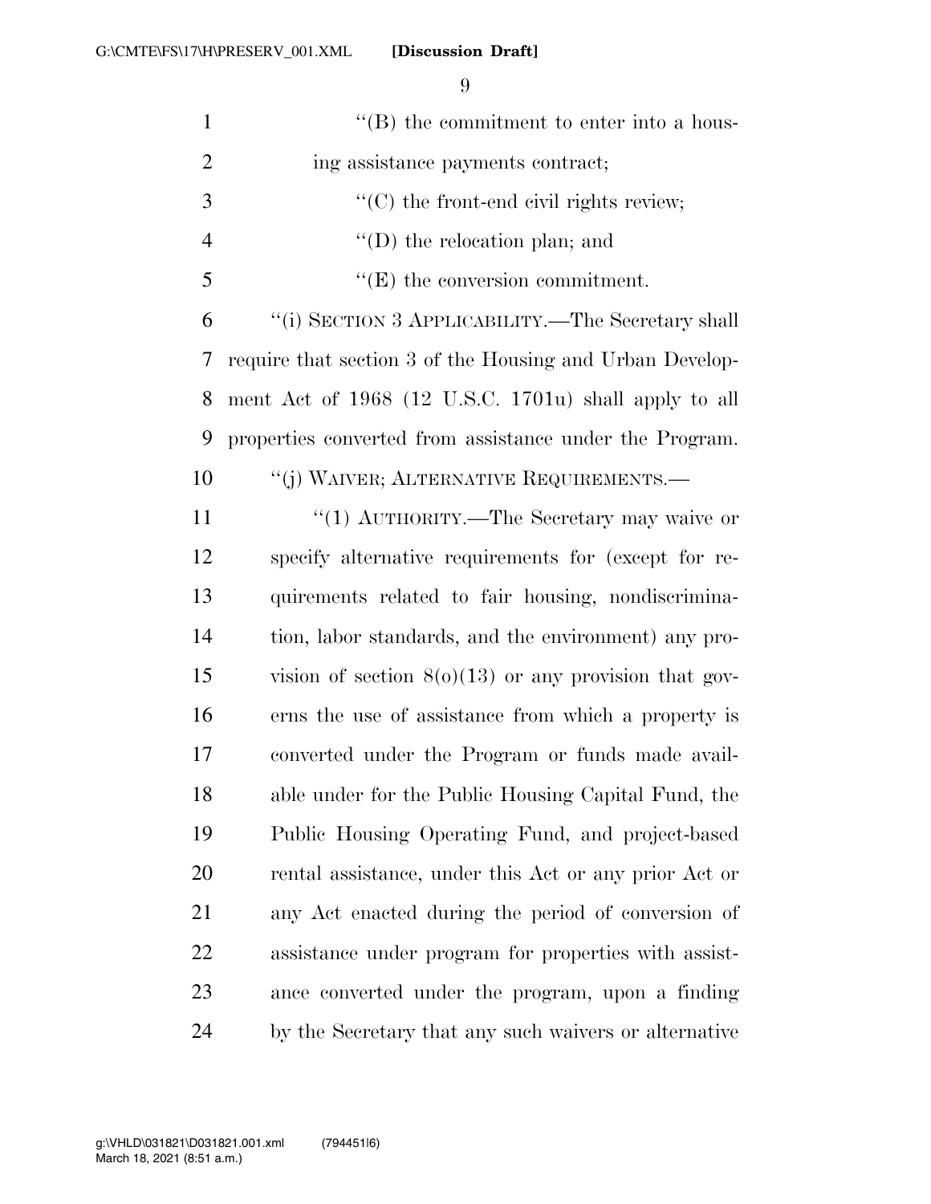"(B) the commitment to enter into a housing assistance payments contract;

"(C) the front-end civil rights review;

"(D) the relocation plan; and

"(E) the conversion commitment.

"(i) SECTION 3 APPLICABILITY.—The Secretary shall require that section 3 of the Housing and Urban Development Act of 1968 (12 U.S.C. 1701u) shall apply to all properties converted from assistance under the Program.

"(j) WAIVER; ALTERNATIVE REQUIREMENTS.—

"(1) AUTHORITY.—The Secretary may waive or specify alternative requirements for (except for requirements related to fair housing, nondiscrimination, labor standards, and the environment) any provision of section 8(o)(13) or any provision that governs the use of assistance from which a property is converted under the Program or funds made available under for the Public Housing Capital Fund, the Public Housing Operating Fund, and project-based rental assistance, under this Act or any prior Act or any Act enacted during the period of conversion of assistance under program for properties with assistance converted under the program, upon a finding by the Secretary that any such waivers or alternative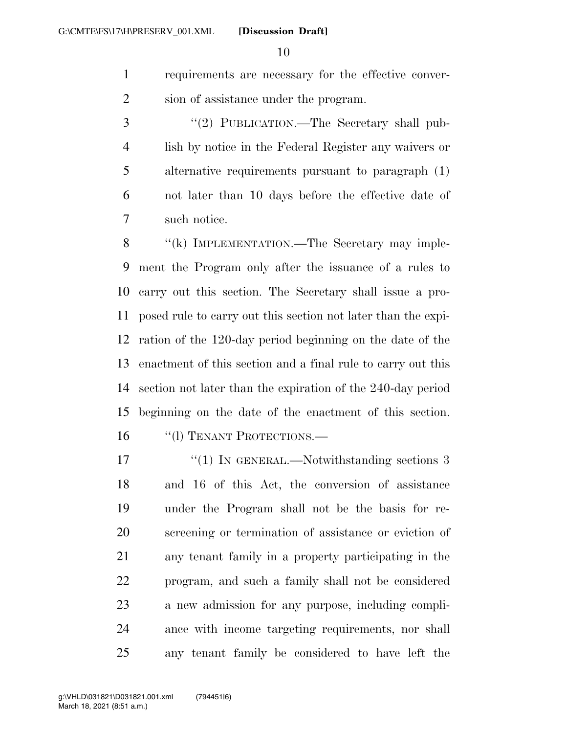requirements are necessary for the effective conversion of assistance under the program.

"(2) PUBLICATION.—The Secretary shall publish by notice in the Federal Register any waivers or alternative requirements pursuant to paragraph (1) not later than 10 days before the effective date of such notice.

"(k) IMPLEMENTATION.—The Secretary may implement the Program only after the issuance of a rules to carry out this section. The Secretary shall issue a proposed rule to carry out this section not later than the expiration of the 120-day period beginning on the date of the enactment of this section and a final rule to carry out this section not later than the expiration of the 240-day period beginning on the date of the enactment of this section.

"(l) TENANT PROTECTIONS.—

"(1) IN GENERAL.—Notwithstanding sections 3 and 16 of this Act, the conversion of assistance under the Program shall not be the basis for re-screening or termination of assistance or eviction of any tenant family in a property participating in the program, and such a family shall not be considered a new admission for any purpose, including compliance with income targeting requirements, nor shall any tenant family be considered to have left the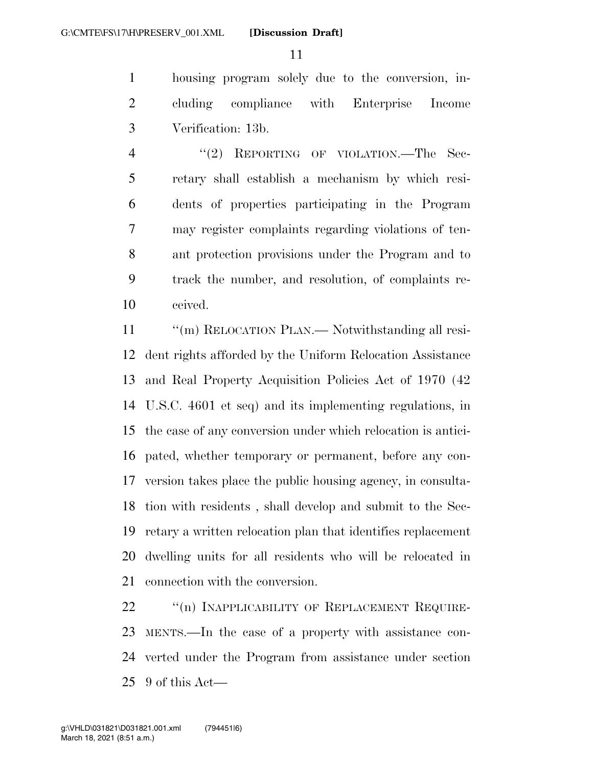housing program solely due to the conversion, including compliance with Enterprise Income Verification: 13b.

"(2) REPORTING OF VIOLATION.—The Secretary shall establish a mechanism by which residents of properties participating in the Program may register complaints regarding violations of tenant protection provisions under the Program and to track the number, and resolution, of complaints received.

"(m) RELOCATION PLAN.— Notwithstanding all resident rights afforded by the Uniform Relocation Assistance and Real Property Acquisition Policies Act of 1970 (42 U.S.C. 4601 et seq) and its implementing regulations, in the case of any conversion under which relocation is anticipated, whether temporary or permanent, before any conversion takes place the public housing agency, in consultation with residents , shall develop and submit to the Secretary a written relocation plan that identifies replacement dwelling units for all residents who will be relocated in connection with the conversion.

"(n) INAPPLICABILITY OF REPLACEMENT REQUIREMENTS.—In the case of a property with assistance converted under the Program from assistance under section 9 of this Act—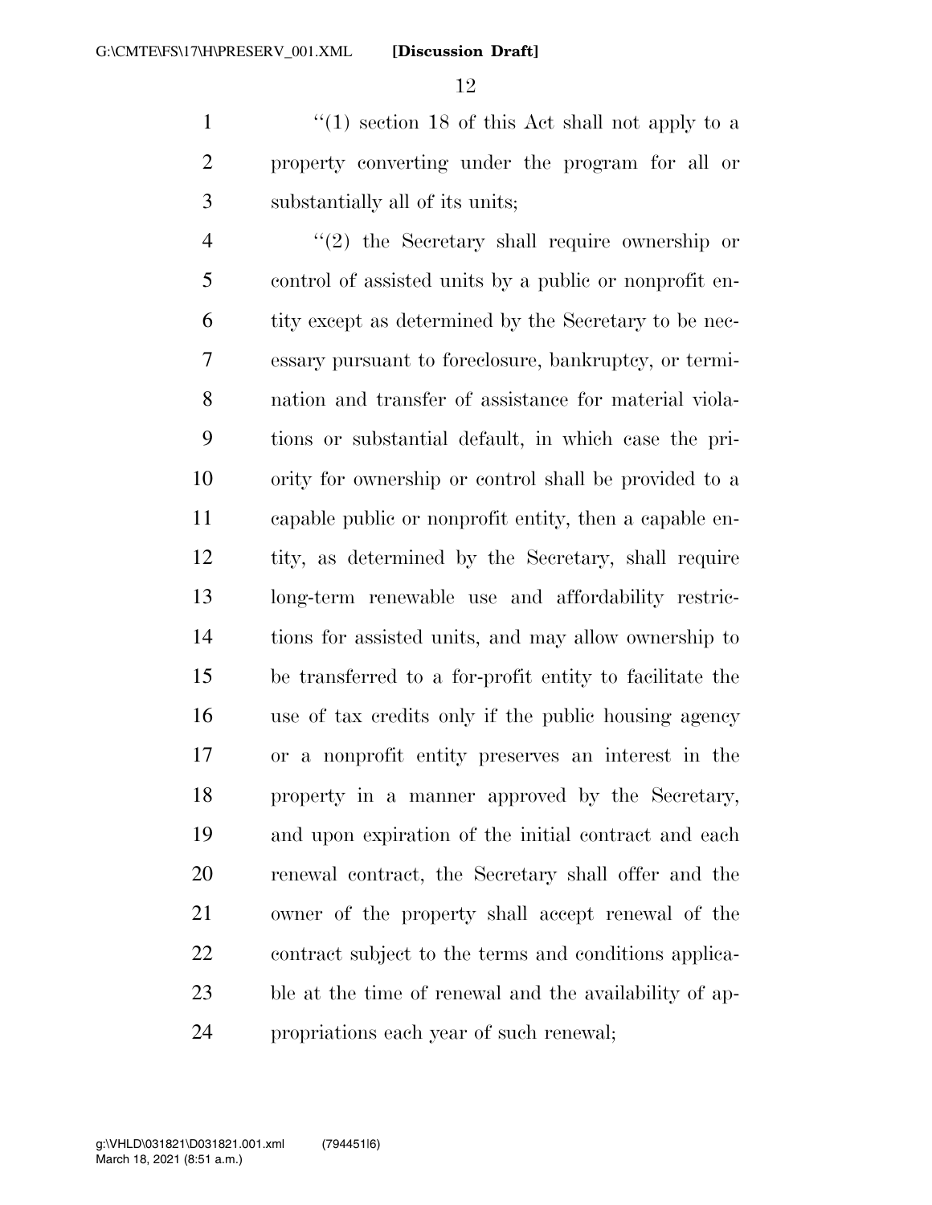''(1) section 18 of this Act shall not apply to a property converting under the program for all or substantially all of its units;

''(2) the Secretary shall require ownership or control of assisted units by a public or nonprofit entity except as determined by the Secretary to be necessary pursuant to foreclosure, bankruptcy, or termination and transfer of assistance for material violations or substantial default, in which case the priority for ownership or control shall be provided to a capable public or nonprofit entity, then a capable entity, as determined by the Secretary, shall require long-term renewable use and affordability restrictions for assisted units, and may allow ownership to be transferred to a for-profit entity to facilitate the use of tax credits only if the public housing agency or a nonprofit entity preserves an interest in the property in a manner approved by the Secretary, and upon expiration of the initial contract and each renewal contract, the Secretary shall offer and the owner of the property shall accept renewal of the contract subject to the terms and conditions applicable at the time of renewal and the availability of appropriations each year of such renewal;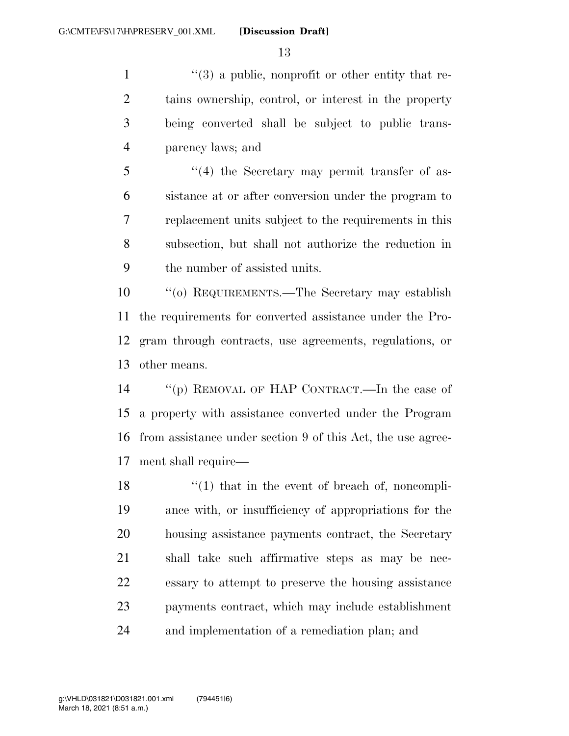''(3) a public, nonprofit or other entity that retains ownership, control, or interest in the property being converted shall be subject to public transparency laws; and

''(4) the Secretary may permit transfer of assistance at or after conversion under the program to replacement units subject to the requirements in this subsection, but shall not authorize the reduction in the number of assisted units.

''(o) REQUIREMENTS.—The Secretary may establish the requirements for converted assistance under the Program through contracts, use agreements, regulations, or other means.

''(p) REMOVAL OF HAP CONTRACT.—In the case of a property with assistance converted under the Program from assistance under section 9 of this Act, the use agreement shall require—

''(1) that in the event of breach of, noncompliance with, or insufficiency of appropriations for the housing assistance payments contract, the Secretary shall take such affirmative steps as may be necessary to attempt to preserve the housing assistance payments contract, which may include establishment and implementation of a remediation plan; and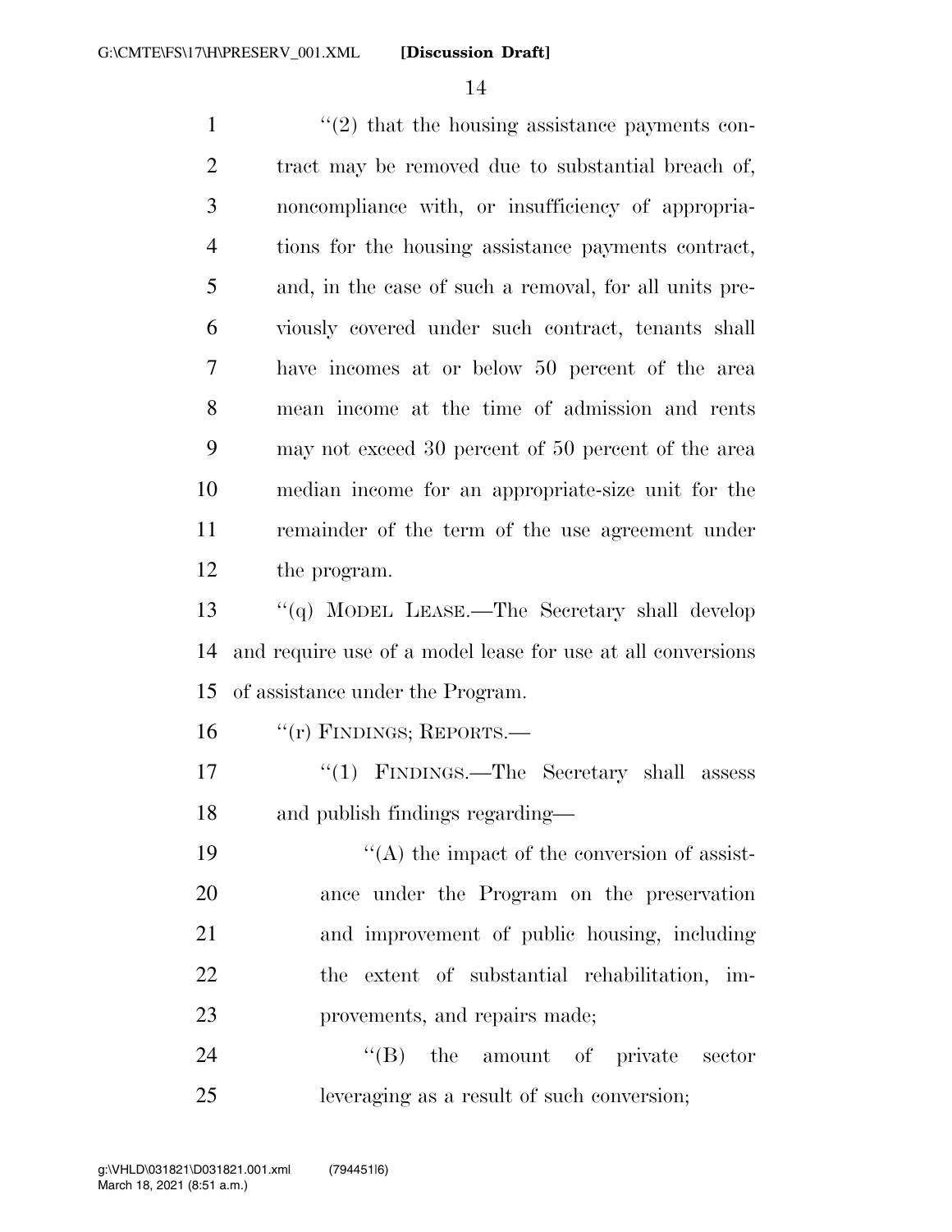"(2) that the housing assistance payments contract may be removed due to substantial breach of, noncompliance with, or insufficiency of appropriations for the housing assistance payments contract, and, in the case of such a removal, for all units previously covered under such contract, tenants shall have incomes at or below 50 percent of the area mean income at the time of admission and rents may not exceed 30 percent of 50 percent of the area median income for an appropriate-size unit for the remainder of the term of the use agreement under the program.

"(q) MODEL LEASE.—The Secretary shall develop and require use of a model lease for use at all conversions of assistance under the Program.

"(r) FINDINGS; REPORTS.—

"(1) FINDINGS.—The Secretary shall assess and publish findings regarding—

"(A) the impact of the conversion of assistance under the Program on the preservation and improvement of public housing, including the extent of substantial rehabilitation, improvements, and repairs made;

"(B) the amount of private sector leveraging as a result of such conversion;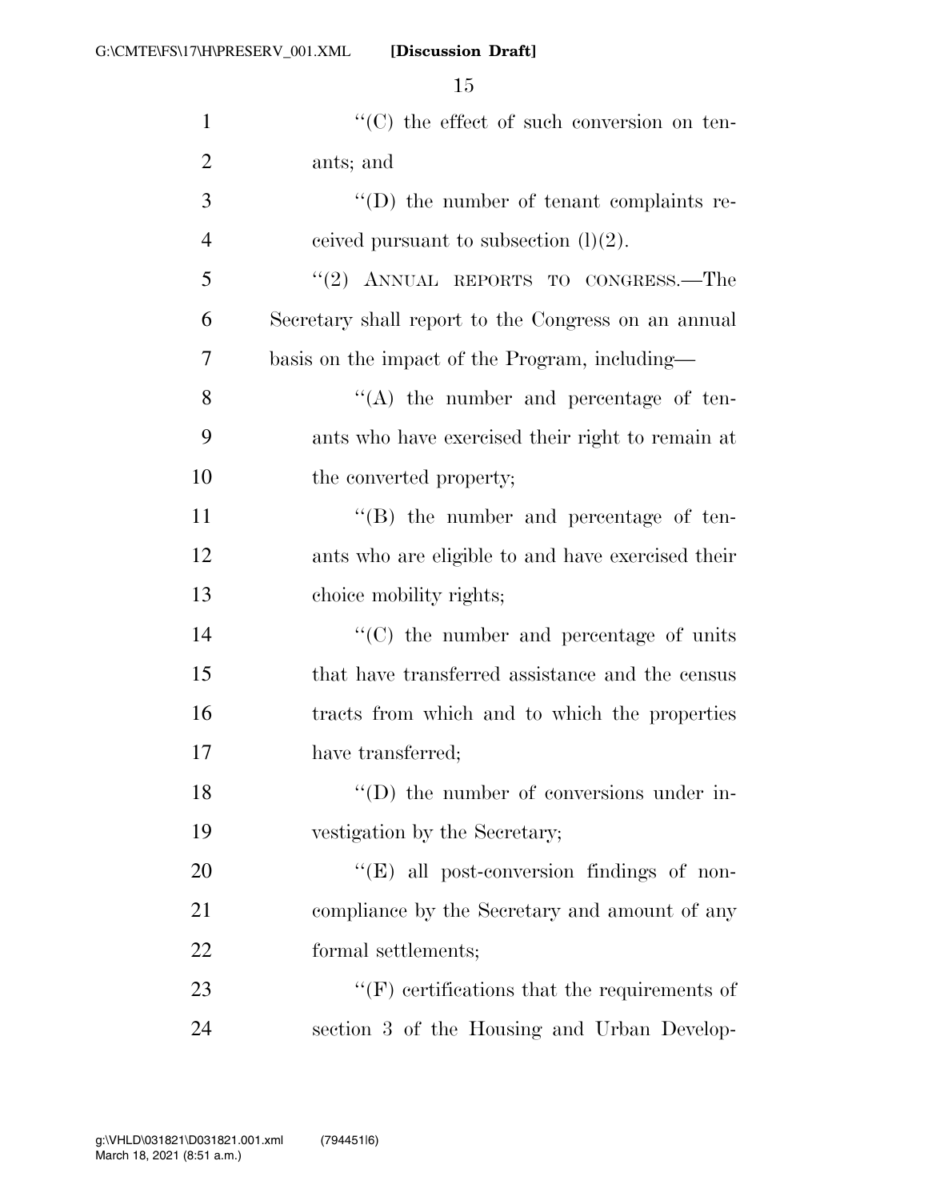"(C) the effect of such conversion on tenants; and

"(D) the number of tenant complaints received pursuant to subsection (l)(2).

"(2) ANNUAL REPORTS TO CONGRESS.—The Secretary shall report to the Congress on an annual basis on the impact of the Program, including—

"(A) the number and percentage of tenants who have exercised their right to remain at the converted property;

"(B) the number and percentage of tenants who are eligible to and have exercised their choice mobility rights;

"(C) the number and percentage of units that have transferred assistance and the census tracts from which and to which the properties have transferred;

"(D) the number of conversions under investigation by the Secretary;

"(E) all post-conversion findings of noncompliance by the Secretary and amount of any formal settlements;

"(F) certifications that the requirements of section 3 of the Housing and Urban Develop-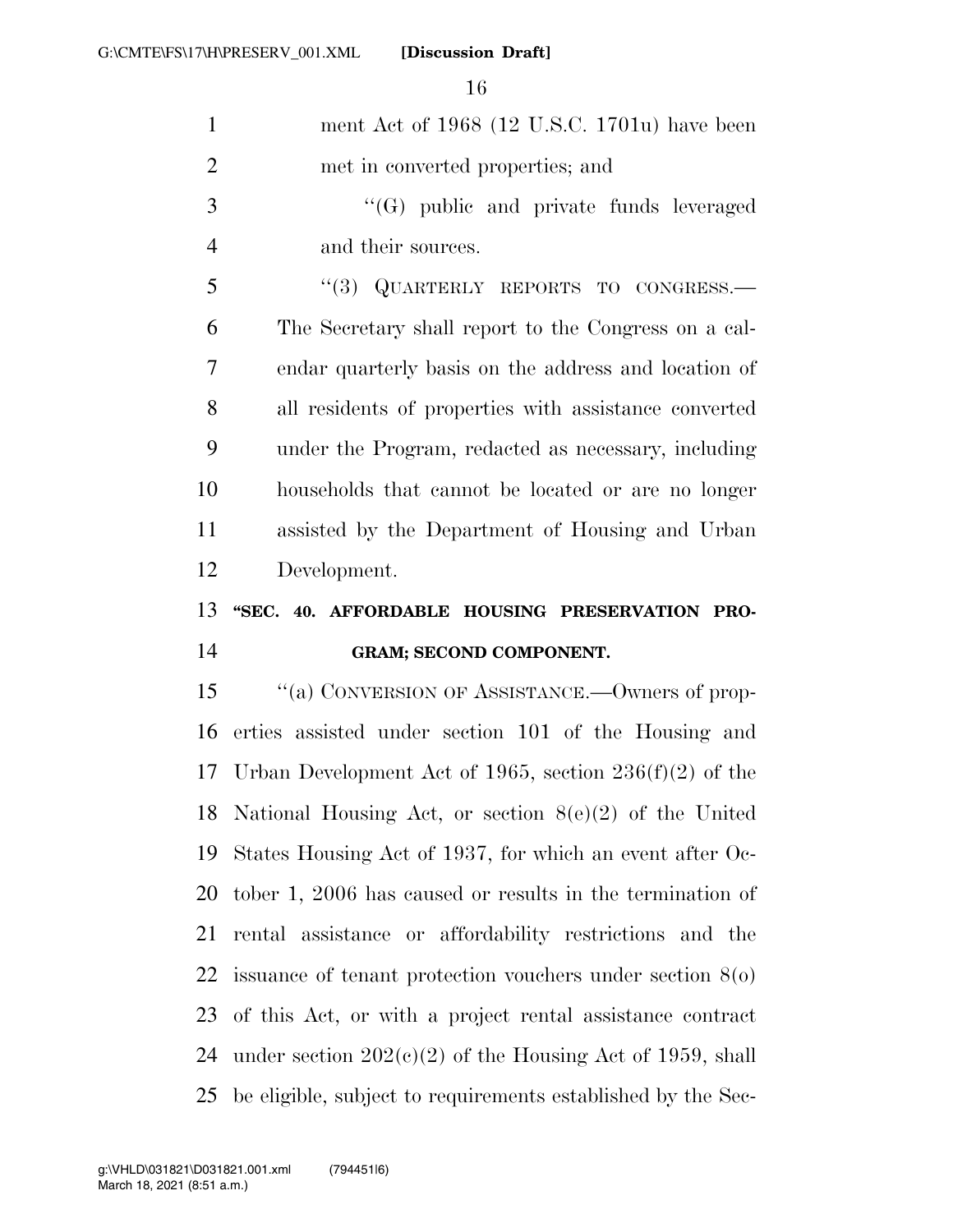ment Act of 1968 (12 U.S.C. 1701u) have been met in converted properties; and

"(G) public and private funds leveraged and their sources.

"(3) QUARTERLY REPORTS TO CONGRESS.—The Secretary shall report to the Congress on a calendar quarterly basis on the address and location of all residents of properties with assistance converted under the Program, redacted as necessary, including households that cannot be located or are no longer assisted by the Department of Housing and Urban Development.

**"SEC. 40. AFFORDABLE HOUSING PRESERVATION PROGRAM; SECOND COMPONENT.**

"(a) CONVERSION OF ASSISTANCE.—Owners of properties assisted under section 101 of the Housing and Urban Development Act of 1965, section 236(f)(2) of the National Housing Act, or section 8(e)(2) of the United States Housing Act of 1937, for which an event after October 1, 2006 has caused or results in the termination of rental assistance or affordability restrictions and the issuance of tenant protection vouchers under section 8(o) of this Act, or with a project rental assistance contract under section 202(c)(2) of the Housing Act of 1959, shall be eligible, subject to requirements established by the Sec-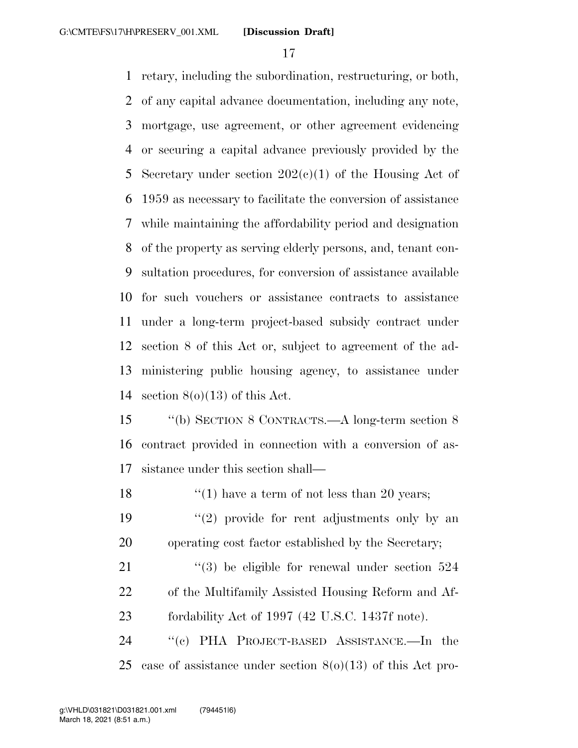retary, including the subordination, restructuring, or both, of any capital advance documentation, including any note, mortgage, use agreement, or other agreement evidencing or securing a capital advance previously provided by the Secretary under section 202(c)(1) of the Housing Act of 1959 as necessary to facilitate the conversion of assistance while maintaining the affordability period and designation of the property as serving elderly persons, and, tenant consultation procedures, for conversion of assistance available for such vouchers or assistance contracts to assistance under a long-term project-based subsidy contract under section 8 of this Act or, subject to agreement of the administering public housing agency, to assistance under section 8(o)(13) of this Act.

"(b) SECTION 8 CONTRACTS.—A long-term section 8 contract provided in connection with a conversion of assistance under this section shall—

"(1) have a term of not less than 20 years;

"(2) provide for rent adjustments only by an operating cost factor established by the Secretary;

"(3) be eligible for renewal under section 524 of the Multifamily Assisted Housing Reform and Affordability Act of 1997 (42 U.S.C. 1437f note).

"(c) PHA PROJECT-BASED ASSISTANCE.—In the case of assistance under section 8(o)(13) of this Act pro-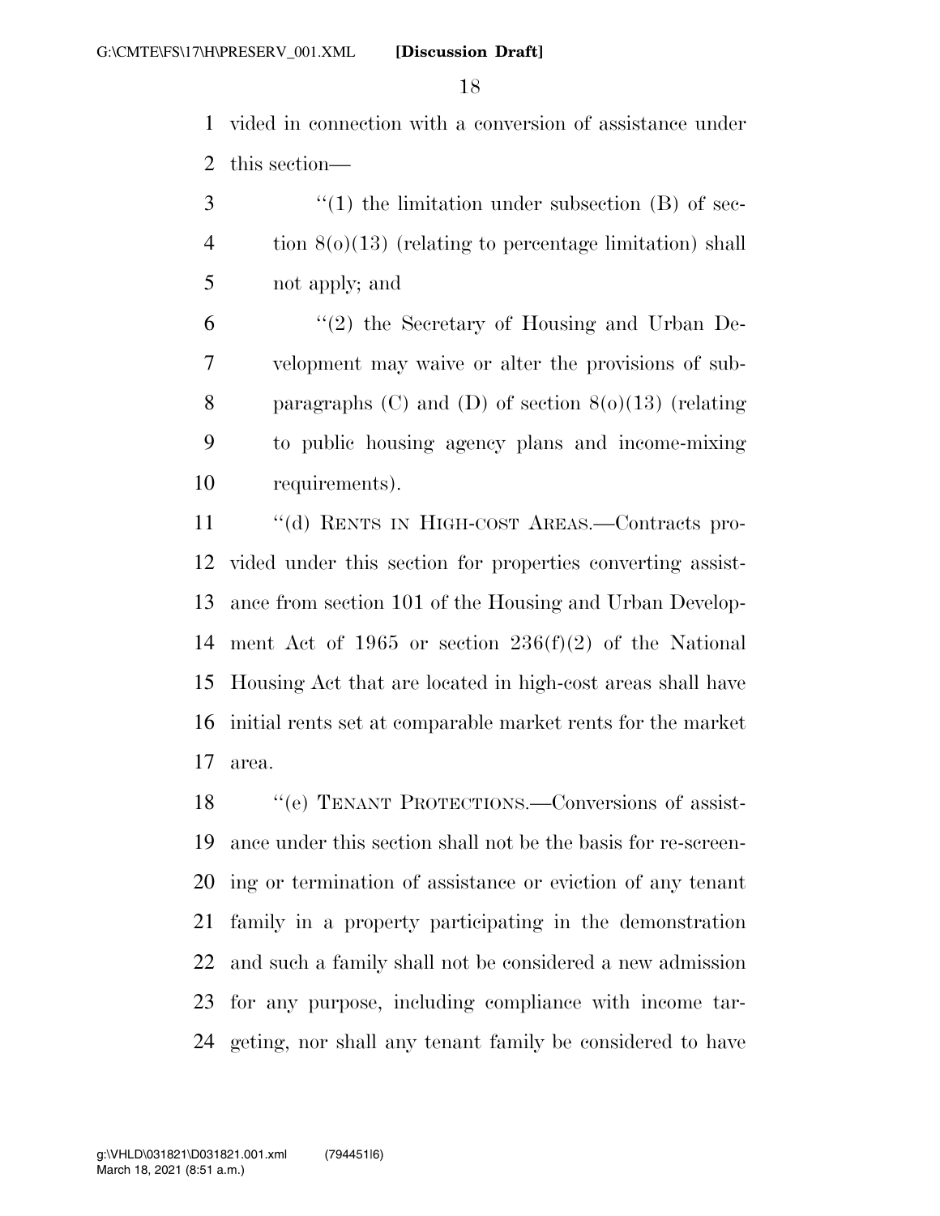vided in connection with a conversion of assistance under this section—

"(1) the limitation under subsection (B) of section 8(o)(13) (relating to percentage limitation) shall not apply; and

"(2) the Secretary of Housing and Urban Development may waive or alter the provisions of subparagraphs (C) and (D) of section 8(o)(13) (relating to public housing agency plans and income-mixing requirements).

"(d) RENTS IN HIGH-COST AREAS.—Contracts provided under this section for properties converting assistance from section 101 of the Housing and Urban Development Act of 1965 or section 236(f)(2) of the National Housing Act that are located in high-cost areas shall have initial rents set at comparable market rents for the market area.

"(e) TENANT PROTECTIONS.—Conversions of assistance under this section shall not be the basis for re-screening or termination of assistance or eviction of any tenant family in a property participating in the demonstration and such a family shall not be considered a new admission for any purpose, including compliance with income targeting, nor shall any tenant family be considered to have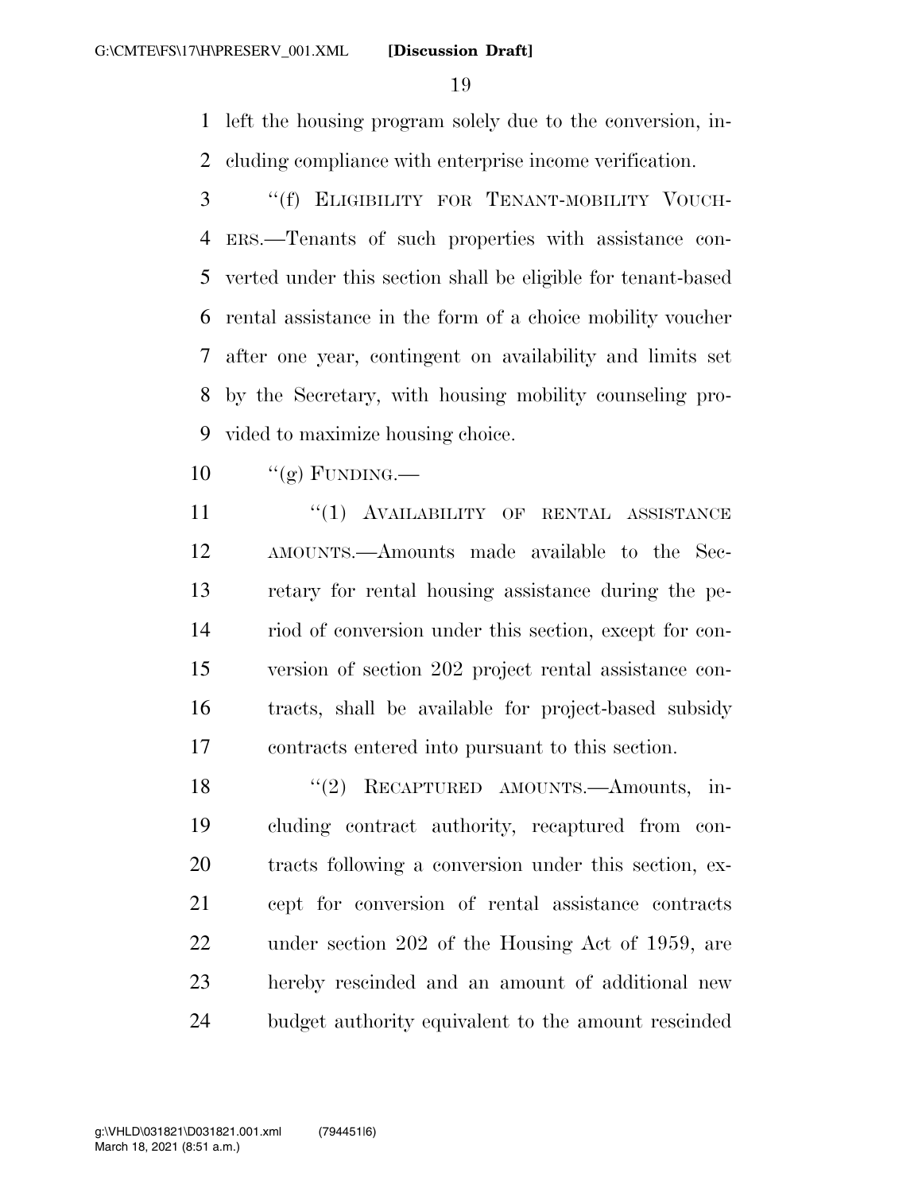left the housing program solely due to the conversion, including compliance with enterprise income verification.

"(f) ELIGIBILITY FOR TENANT-MOBILITY VOUCHERS.—Tenants of such properties with assistance converted under this section shall be eligible for tenant-based rental assistance in the form of a choice mobility voucher after one year, contingent on availability and limits set by the Secretary, with housing mobility counseling provided to maximize housing choice.

"(g) FUNDING.—

"(1) AVAILABILITY OF RENTAL ASSISTANCE AMOUNTS.—Amounts made available to the Secretary for rental housing assistance during the period of conversion under this section, except for conversion of section 202 project rental assistance contracts, shall be available for project-based subsidy contracts entered into pursuant to this section.

"(2) RECAPTURED AMOUNTS.—Amounts, including contract authority, recaptured from contracts following a conversion under this section, except for conversion of rental assistance contracts under section 202 of the Housing Act of 1959, are hereby rescinded and an amount of additional new budget authority equivalent to the amount rescinded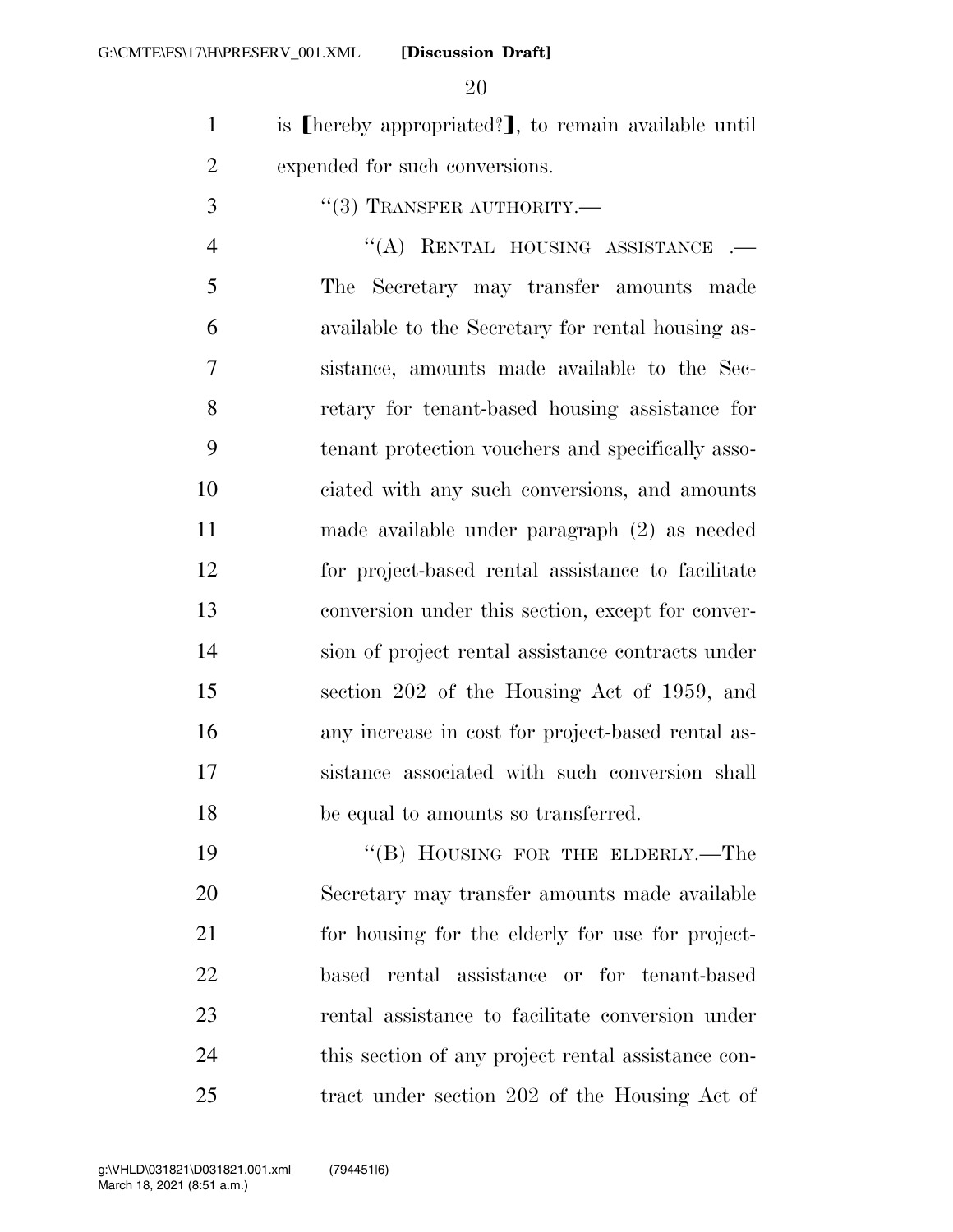is ⟦hereby appropriated?⟧, to remain available until expended for such conversions.

"(3) TRANSFER AUTHORITY.—

"(A) RENTAL HOUSING ASSISTANCE .— The Secretary may transfer amounts made available to the Secretary for rental housing assistance, amounts made available to the Secretary for tenant-based housing assistance for tenant protection vouchers and specifically associated with any such conversions, and amounts made available under paragraph (2) as needed for project-based rental assistance to facilitate conversion under this section, except for conversion of project rental assistance contracts under section 202 of the Housing Act of 1959, and any increase in cost for project-based rental assistance associated with such conversion shall be equal to amounts so transferred.

"(B) HOUSING FOR THE ELDERLY.—The Secretary may transfer amounts made available for housing for the elderly for use for project-based rental assistance or for tenant-based rental assistance to facilitate conversion under this section of any project rental assistance contract under section 202 of the Housing Act of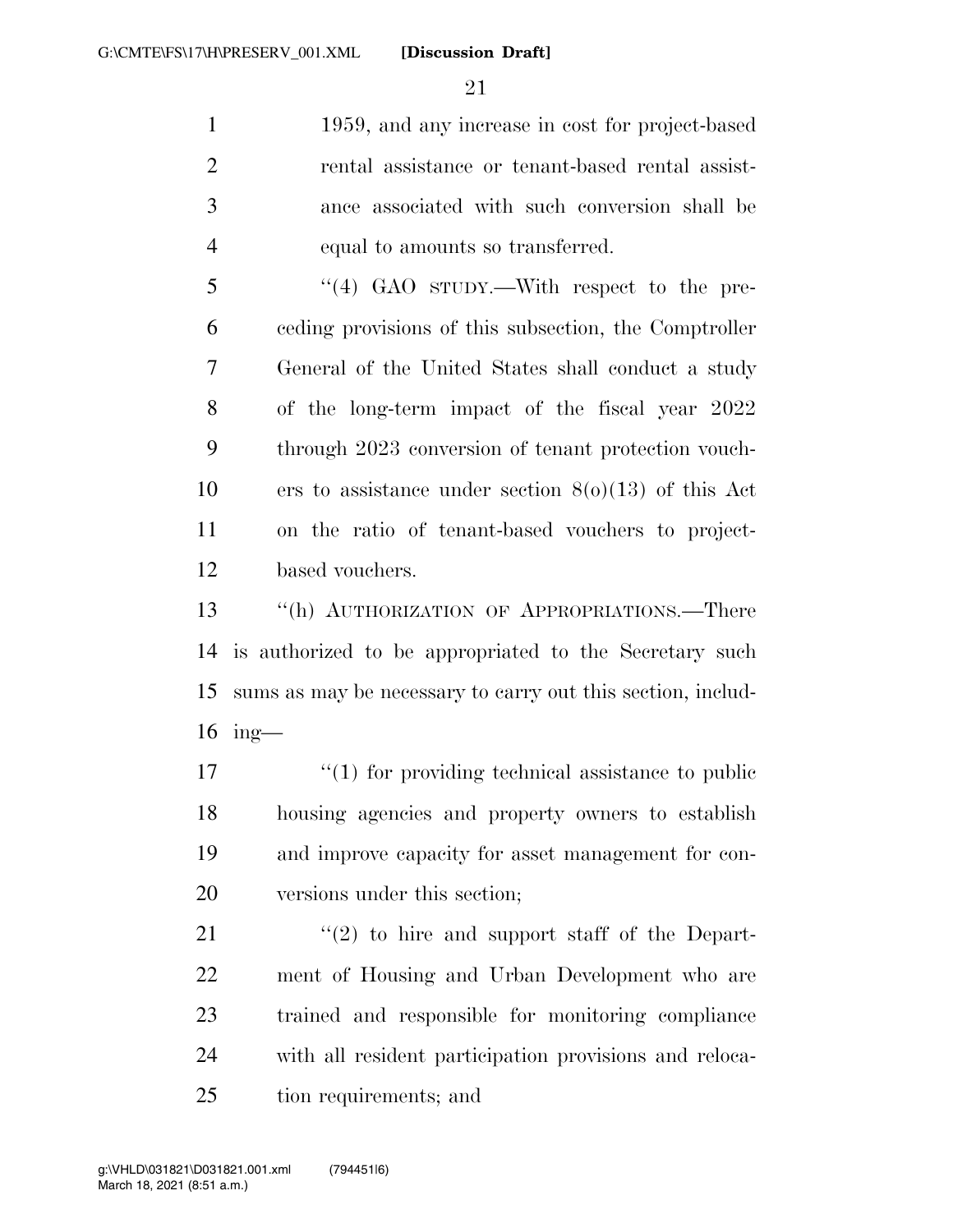1959, and any increase in cost for project-based rental assistance or tenant-based rental assistance associated with such conversion shall be equal to amounts so transferred.

"(4) GAO STUDY.—With respect to the preceding provisions of this subsection, the Comptroller General of the United States shall conduct a study of the long-term impact of the fiscal year 2022 through 2023 conversion of tenant protection vouchers to assistance under section 8(o)(13) of this Act on the ratio of tenant-based vouchers to project-based vouchers.

"(h) AUTHORIZATION OF APPROPRIATIONS.—There is authorized to be appropriated to the Secretary such sums as may be necessary to carry out this section, including—

"(1) for providing technical assistance to public housing agencies and property owners to establish and improve capacity for asset management for conversions under this section;

"(2) to hire and support staff of the Department of Housing and Urban Development who are trained and responsible for monitoring compliance with all resident participation provisions and relocation requirements; and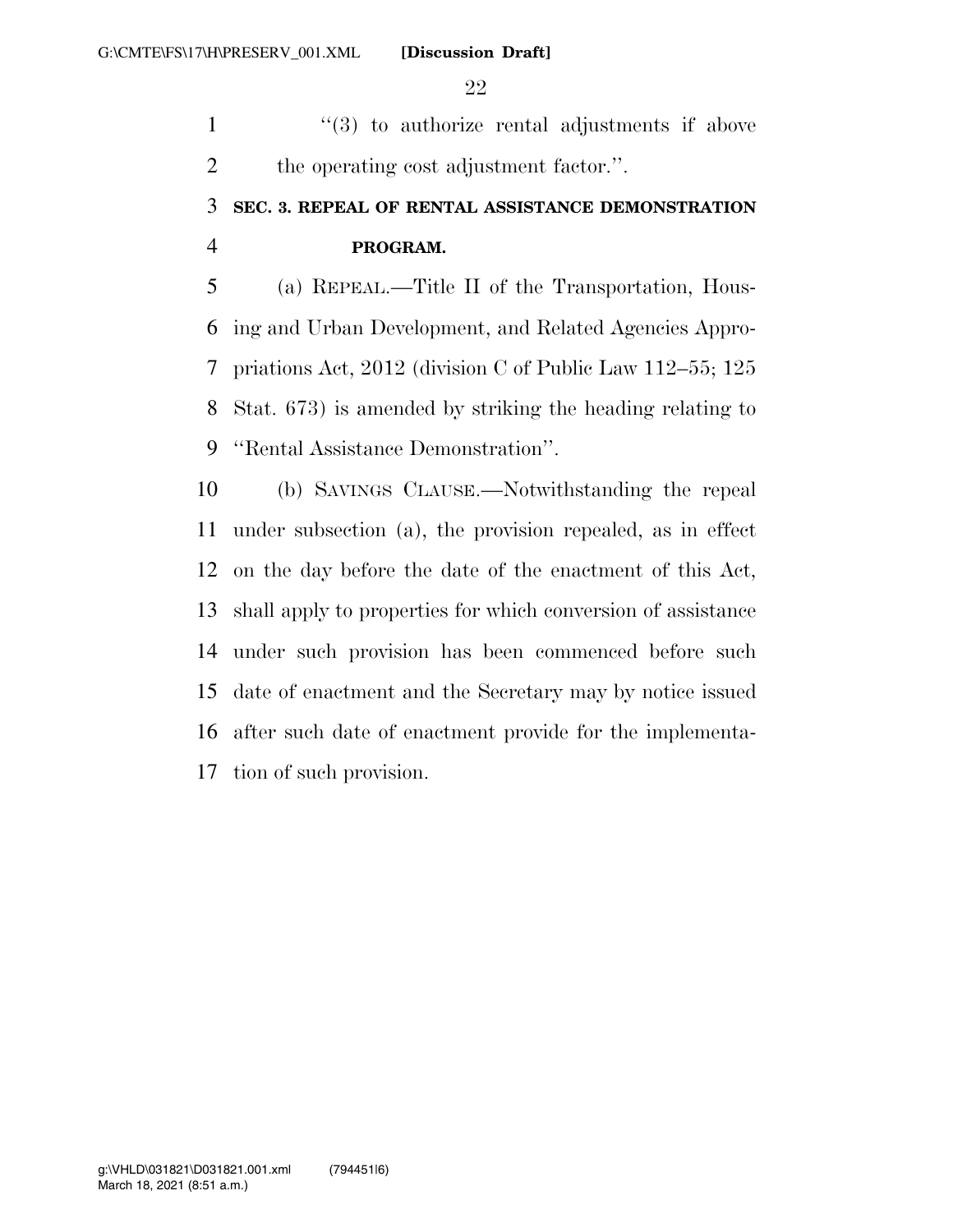"(3) to authorize rental adjustments if above the operating cost adjustment factor.".

**SEC. 3. REPEAL OF RENTAL ASSISTANCE DEMONSTRATION PROGRAM.**

(a) REPEAL.—Title II of the Transportation, Housing and Urban Development, and Related Agencies Appropriations Act, 2012 (division C of Public Law 112–55; 125 Stat. 673) is amended by striking the heading relating to "Rental Assistance Demonstration".

(b) SAVINGS CLAUSE.—Notwithstanding the repeal under subsection (a), the provision repealed, as in effect on the day before the date of the enactment of this Act, shall apply to properties for which conversion of assistance under such provision has been commenced before such date of enactment and the Secretary may by notice issued after such date of enactment provide for the implementation of such provision.